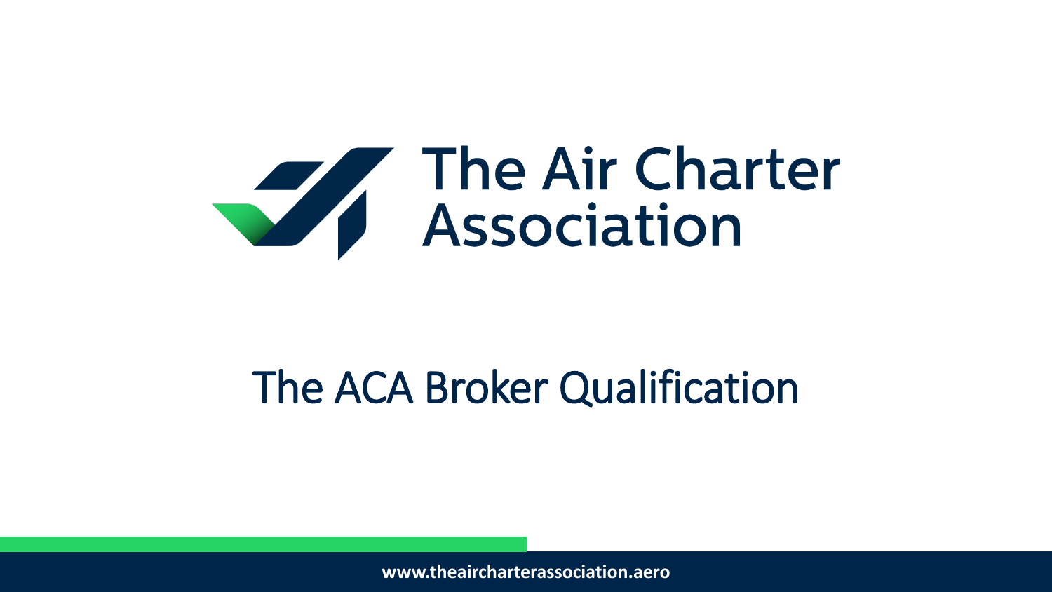# The Air Charter Association

## The ACA Broker Qualification

www.theaircharterassociation.aero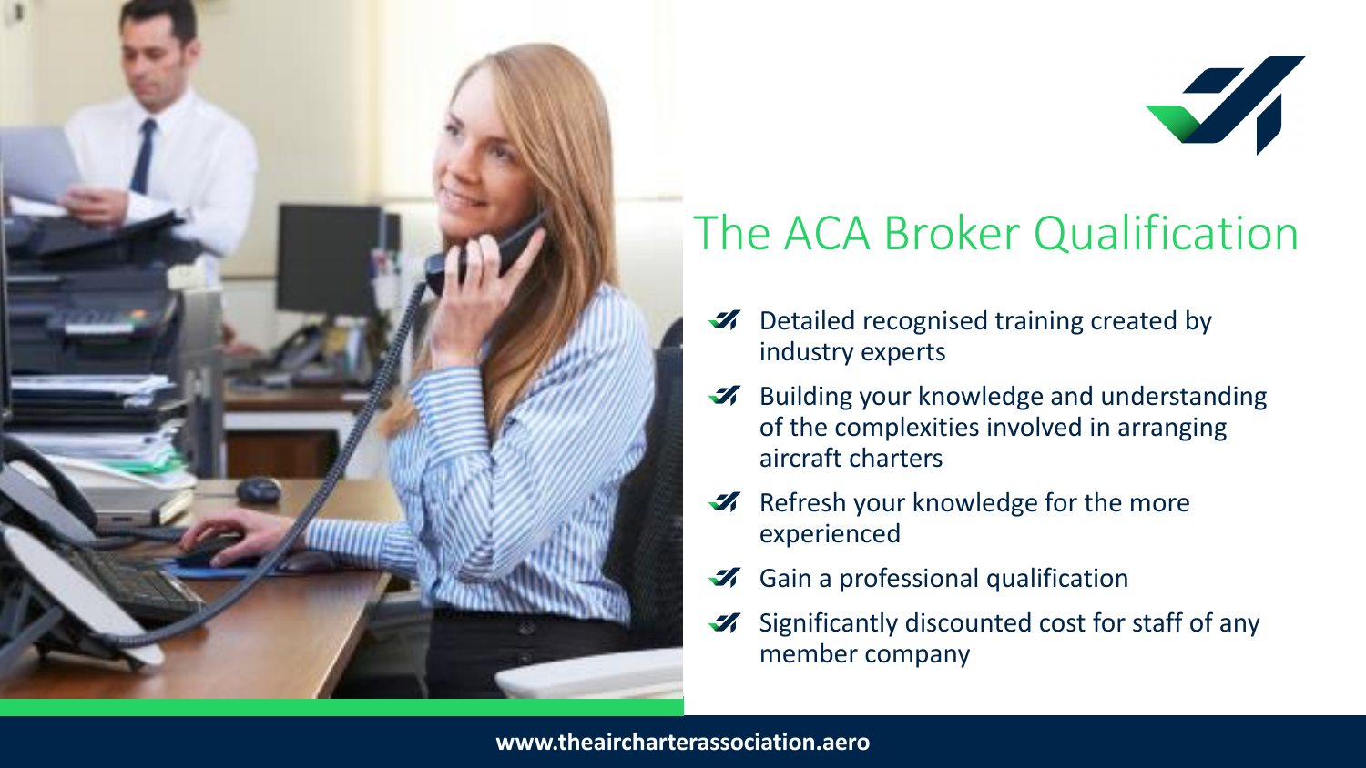# The ACA Broker Qualification

- Detailed recognised training created by industry experts
- Building your knowledge and understanding of the complexities involved in arranging aircraft charters
- Refresh your knowledge for the more experienced
- Gain a professional qualification
- Significantly discounted cost for staff of any member company

**www.theaircharterassociation.aero**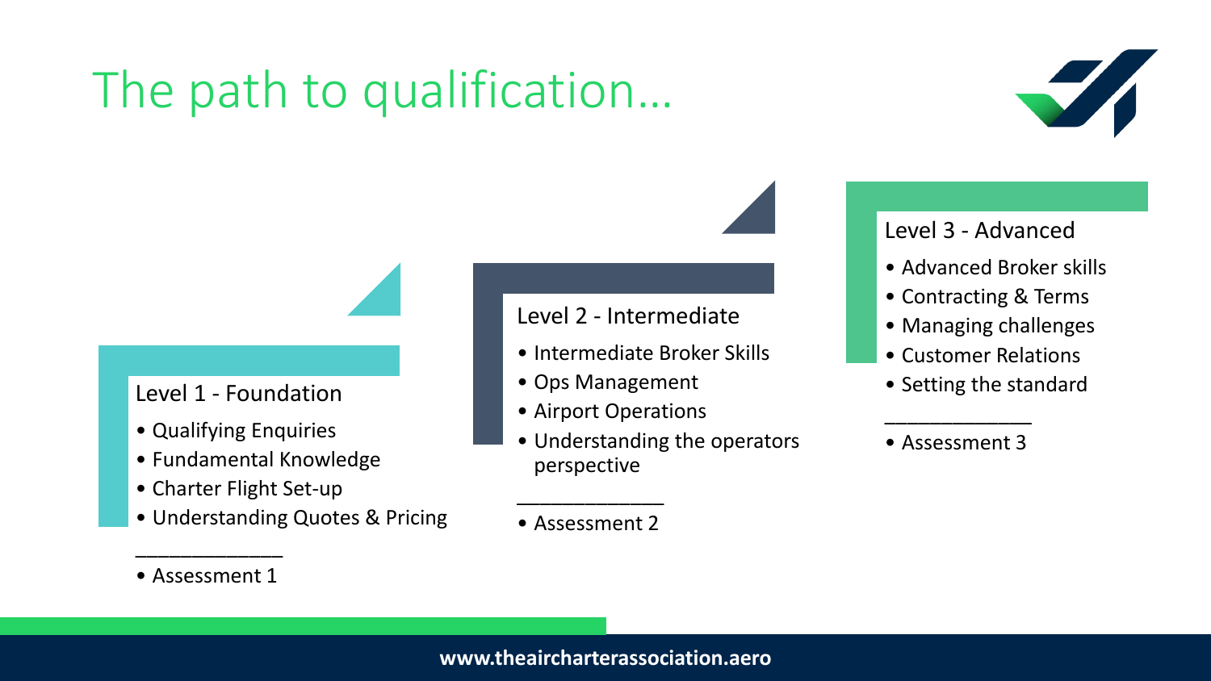# The path to qualification…

## Level 1 - Foundation

- Qualifying Enquiries
- Fundamental Knowledge
- Charter Flight Set-up
- Understanding Quotes & Pricing

_____________

- Assessment 1

## Level 2 - Intermediate

- Intermediate Broker Skills
- Ops Management
- Airport Operations
- Understanding the operators perspective

_____________

- Assessment 2

## Level 3 - Advanced

- Advanced Broker skills
- Contracting & Terms
- Managing challenges
- Customer Relations
- Setting the standard

_____________

- Assessment 3

**www.theaircharterassociation.aero**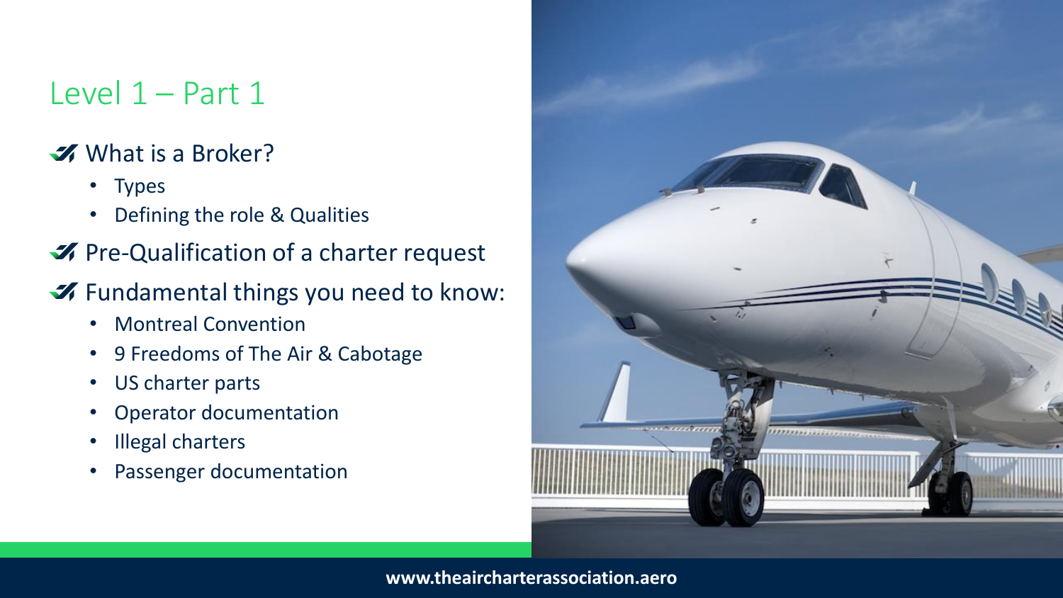# Level 1 – Part 1

- What is a Broker?
  - Types
  - Defining the role & Qualities
- Pre-Qualification of a charter request
- Fundamental things you need to know:
  - Montreal Convention
  - 9 Freedoms of The Air & Cabotage
  - US charter parts
  - Operator documentation
  - Illegal charters
  - Passenger documentation

www.theaircharterassociation.aero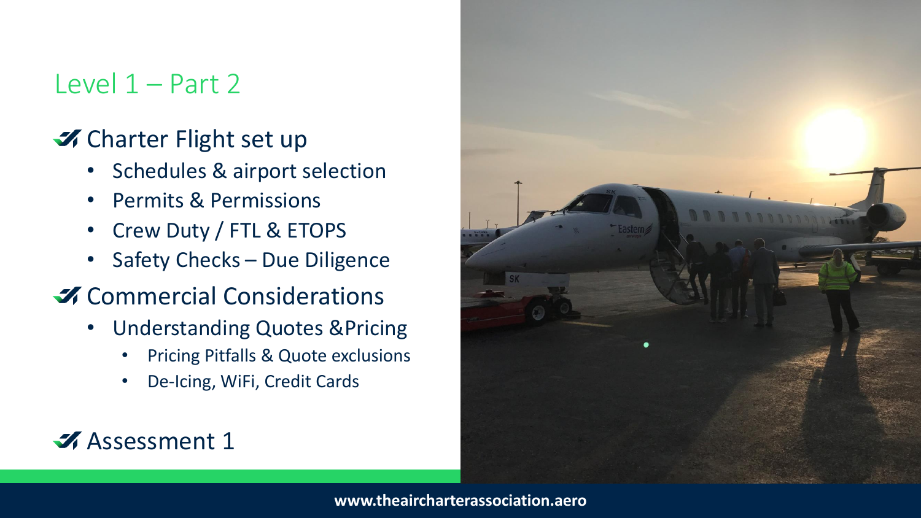## Level 1 – Part 2

- **Charter Flight set up**
  - Schedules & airport selection
  - Permits & Permissions
  - Crew Duty / FTL & ETOPS
  - Safety Checks – Due Diligence
- **Commercial Considerations**
  - Understanding Quotes &Pricing
    - Pricing Pitfalls & Quote exclusions
    - De-Icing, WiFi, Credit Cards
- **Assessment 1**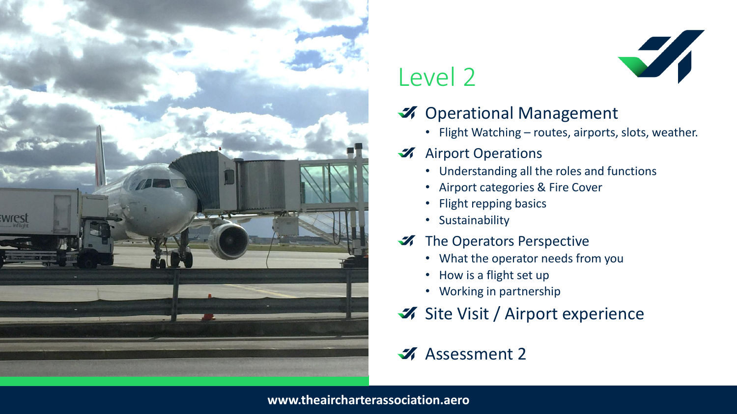# Level 2

- **Operational Management**
  - Flight Watching – routes, airports, slots, weather.
- **Airport Operations**
  - Understanding all the roles and functions
  - Airport categories & Fire Cover
  - Flight repping basics
  - Sustainability
- **The Operators Perspective**
  - What the operator needs from you
  - How is a flight set up
  - Working in partnership
- **Site Visit / Airport experience**
- **Assessment 2**

www.theaircharterassociation.aero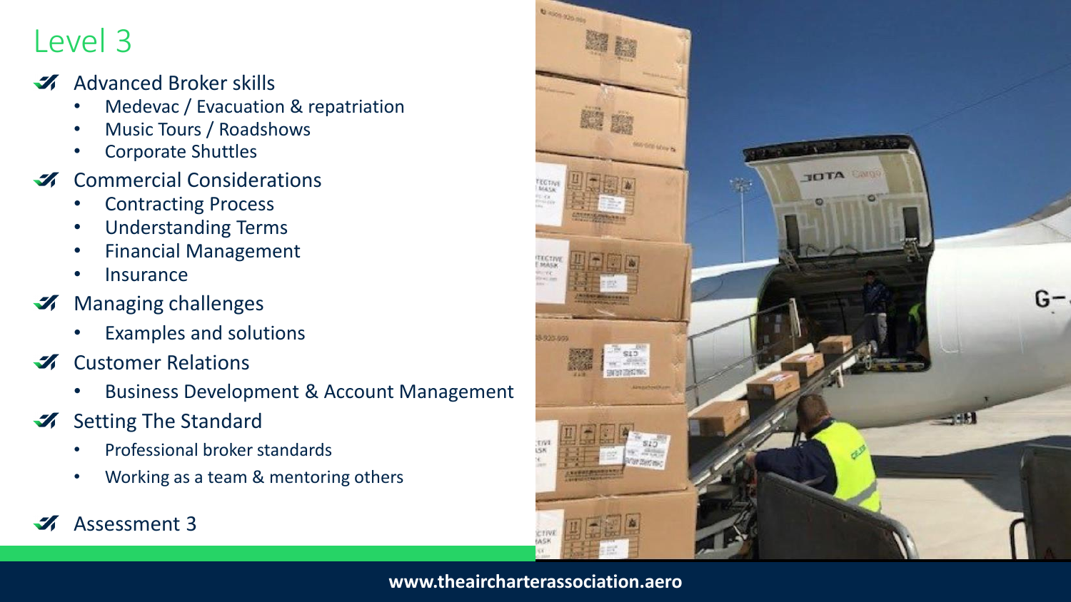# Level 3

- Advanced Broker skills
  - Medevac / Evacuation & repatriation
  - Music Tours / Roadshows
  - Corporate Shuttles
- Commercial Considerations
  - Contracting Process
  - Understanding Terms
  - Financial Management
  - Insurance
- Managing challenges
  - Examples and solutions
- Customer Relations
  - Business Development & Account Management
- Setting The Standard
  - Professional broker standards
  - Working as a team & mentoring others
- Assessment 3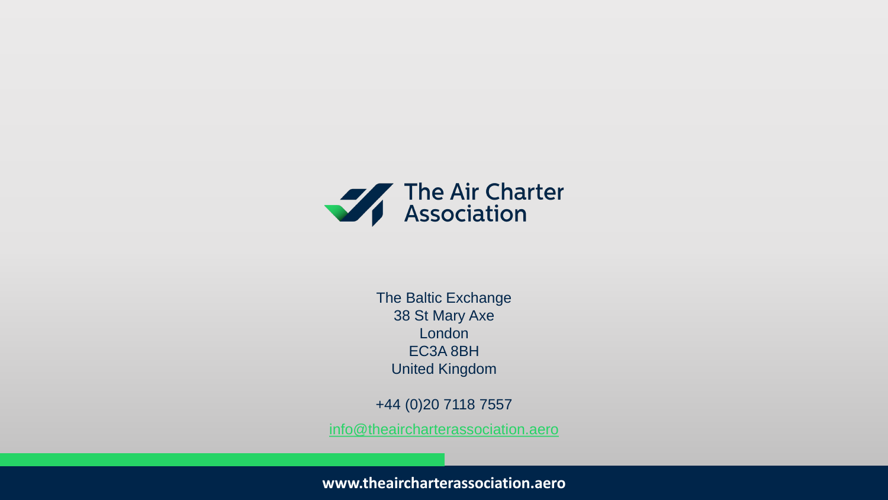The Air Charter Association

The Baltic Exchange
38 St Mary Axe
London
EC3A 8BH
United Kingdom

+44 (0)20 7118 7557

info@theaircharterassociation.aero

**www.theaircharterassociation.aero**